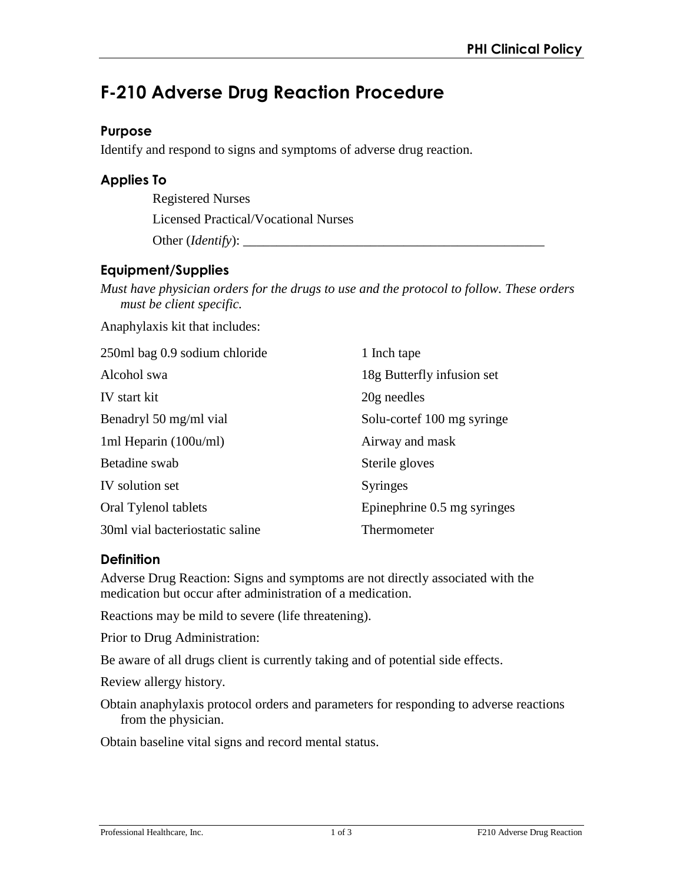# F-210 Adverse Drug Reaction Procedure

## Purpose

Identify and respond to signs and symptoms of adverse drug reaction.

## Applies To

Registered Nurses

Licensed Practical/Vocational Nurses

Other (*Identify*): ______________________________________________

## Equipment/Supplies

*Must have physician orders for the drugs to use and the protocol to follow. These orders must be client specific.*

Anaphylaxis kit that includes:

| | |
|---|---|
| 250ml bag 0.9 sodium chloride | 1 Inch tape |
| Alcohol swa | 18g Butterfly infusion set |
| IV start kit | 20g needles |
| Benadryl 50 mg/ml vial | Solu-cortef 100 mg syringe |
| 1ml Heparin (100u/ml) | Airway and mask |
| Betadine swab | Sterile gloves |
| IV solution set | Syringes |
| Oral Tylenol tablets | Epinephrine 0.5 mg syringes |
| 30ml vial bacteriostatic saline | Thermometer |

## Definition

Adverse Drug Reaction: Signs and symptoms are not directly associated with the medication but occur after administration of a medication.

Reactions may be mild to severe (life threatening).

Prior to Drug Administration:

Be aware of all drugs client is currently taking and of potential side effects.

Review allergy history.

Obtain anaphylaxis protocol orders and parameters for responding to adverse reactions from the physician.

Obtain baseline vital signs and record mental status.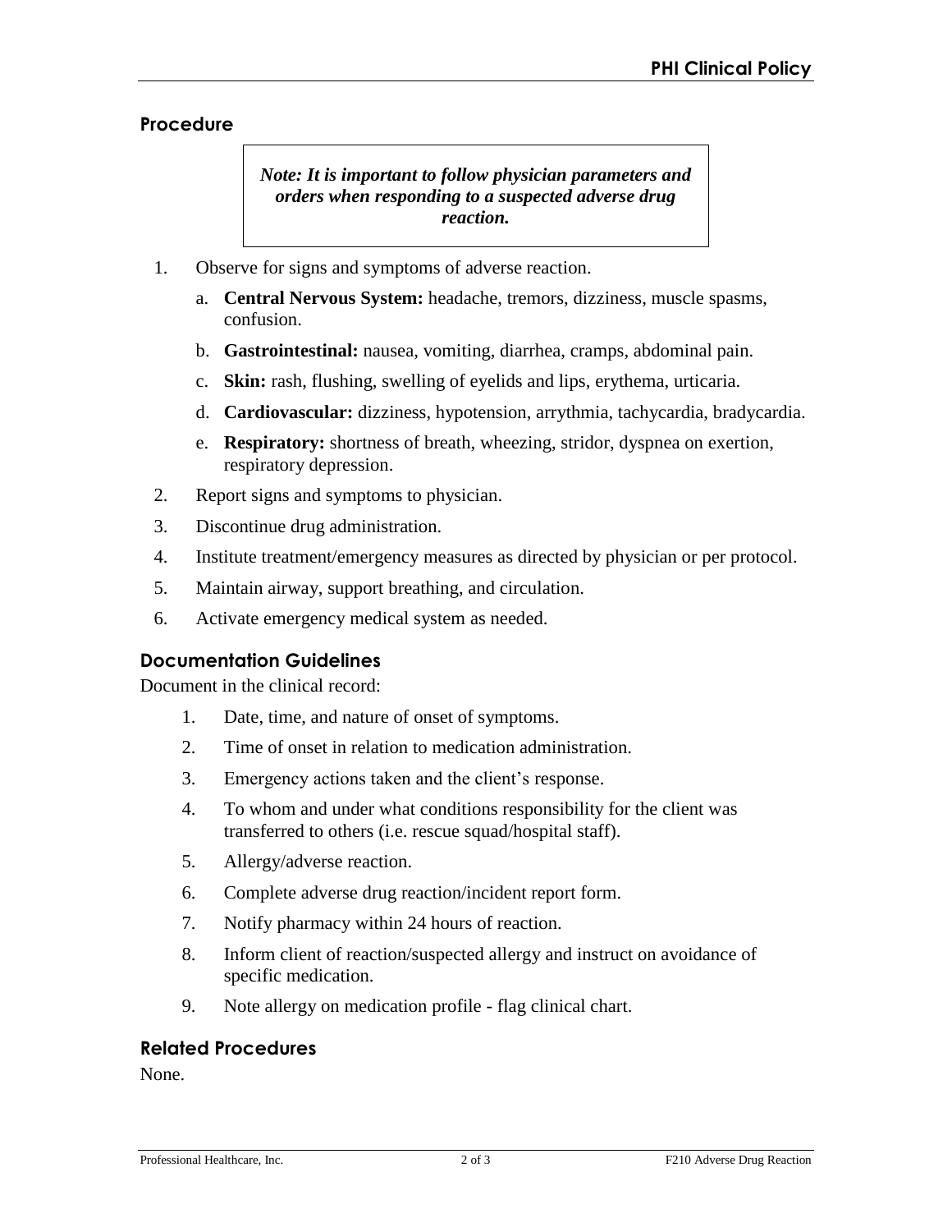## Procedure

> ***Note: It is important to follow physician parameters and orders when responding to a suspected adverse drug reaction.***

1. Observe for signs and symptoms of adverse reaction.
    a. **Central Nervous System:** headache, tremors, dizziness, muscle spasms, confusion.
    b. **Gastrointestinal:** nausea, vomiting, diarrhea, cramps, abdominal pain.
    c. **Skin:** rash, flushing, swelling of eyelids and lips, erythema, urticaria.
    d. **Cardiovascular:** dizziness, hypotension, arrythmia, tachycardia, bradycardia.
    e. **Respiratory:** shortness of breath, wheezing, stridor, dyspnea on exertion, respiratory depression.
2. Report signs and symptoms to physician.
3. Discontinue drug administration.
4. Institute treatment/emergency measures as directed by physician or per protocol.
5. Maintain airway, support breathing, and circulation.
6. Activate emergency medical system as needed.

## Documentation Guidelines

Document in the clinical record:

1. Date, time, and nature of onset of symptoms.
2. Time of onset in relation to medication administration.
3. Emergency actions taken and the client's response.
4. To whom and under what conditions responsibility for the client was transferred to others (i.e. rescue squad/hospital staff).
5. Allergy/adverse reaction.
6. Complete adverse drug reaction/incident report form.
7. Notify pharmacy within 24 hours of reaction.
8. Inform client of reaction/suspected allergy and instruct on avoidance of specific medication.
9. Note allergy on medication profile - flag clinical chart.

## Related Procedures

None.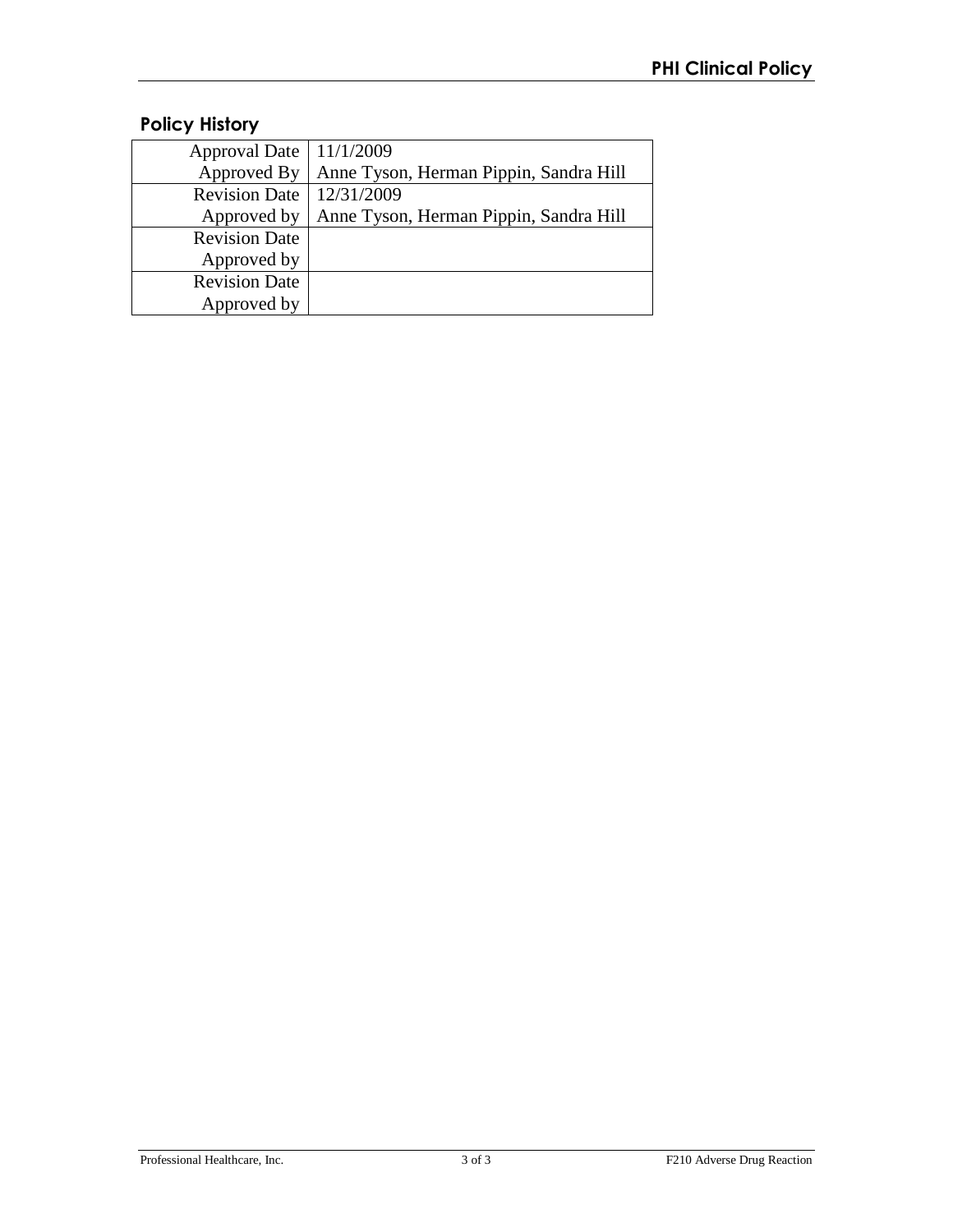## Policy History

| | |
|---|---|
| Approval Date | 11/1/2009 |
| Approved By | Anne Tyson, Herman Pippin, Sandra Hill |
| Revision Date | 12/31/2009 |
| Approved by | Anne Tyson, Herman Pippin, Sandra Hill |
| Revision Date | |
| Approved by | |
| Revision Date | |
| Approved by | |